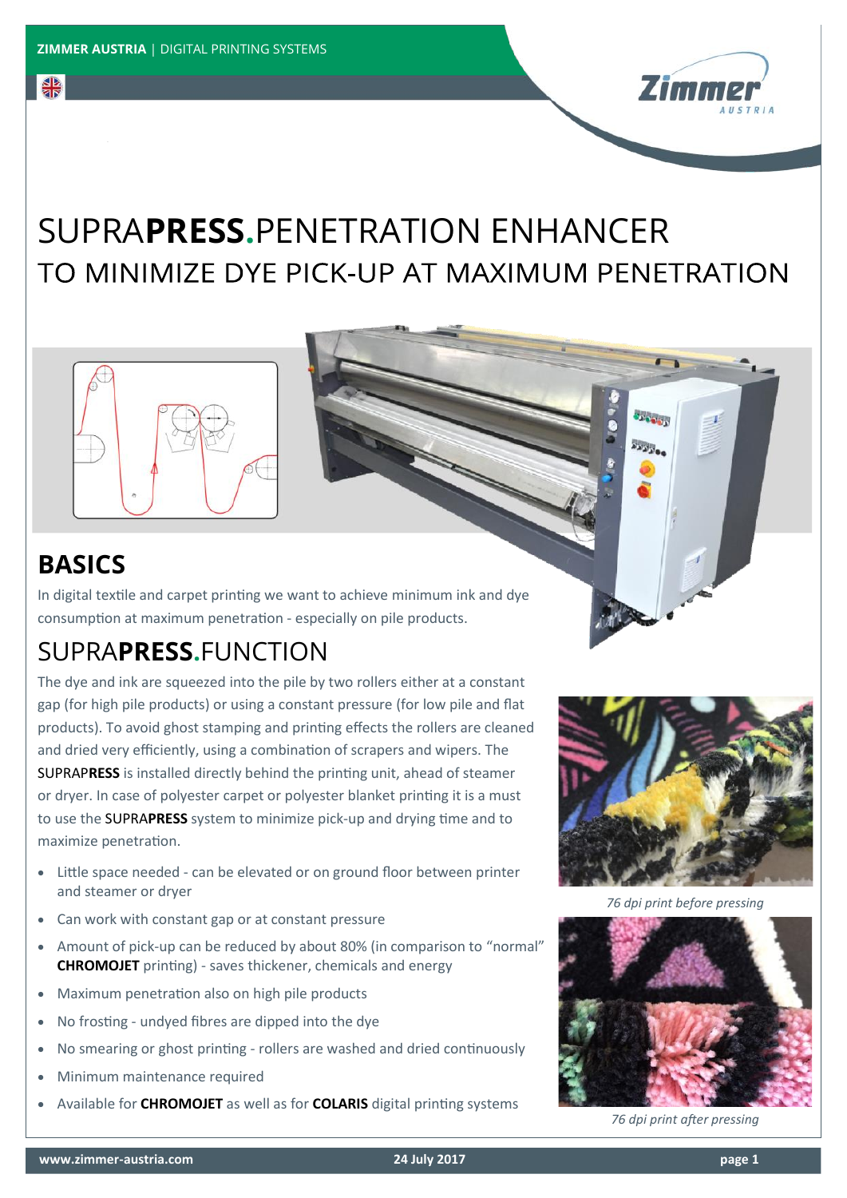# SUPRA**PRESS**.PENETRATION ENHANCER

## TO MINIMIZE DYE PICK-UP AT MAXIMUM PENETRATION

## BASICS

In digital textile and carpet printing we want to achieve minimum ink and dye consumption at maximum penetration - especially on pile products.

## SUPRA**PRESS**.FUNCTION

The dye and ink are squeezed into the pile by two rollers either at a constant gap (for high pile products) or using a constant pressure (for low pile and flat products). To avoid ghost stamping and printing effects the rollers are cleaned and dried very efficiently, using a combination of scrapers and wipers. The SUPRA**PRESS** is installed directly behind the printing unit, ahead of steamer or dryer. In case of polyester carpet or polyester blanket printing it is a must to use the SUPRA**PRESS** system to minimize pick-up and drying time and to maximize penetration.

- Little space needed - can be elevated or on ground floor between printer and steamer or dryer
- Can work with constant gap or at constant pressure
- Amount of pick-up can be reduced by about 80% (in comparison to "normal" **CHROMOJET** printing) - saves thickener, chemicals and energy
- Maximum penetration also on high pile products
- No frosting - undyed fibres are dipped into the dye
- No smearing or ghost printing - rollers are washed and dried continuously
- Minimum maintenance required
- Available for **CHROMOJET** as well as for **COLARIS** digital printing systems

*76 dpi print before pressing*

*76 dpi print after pressing*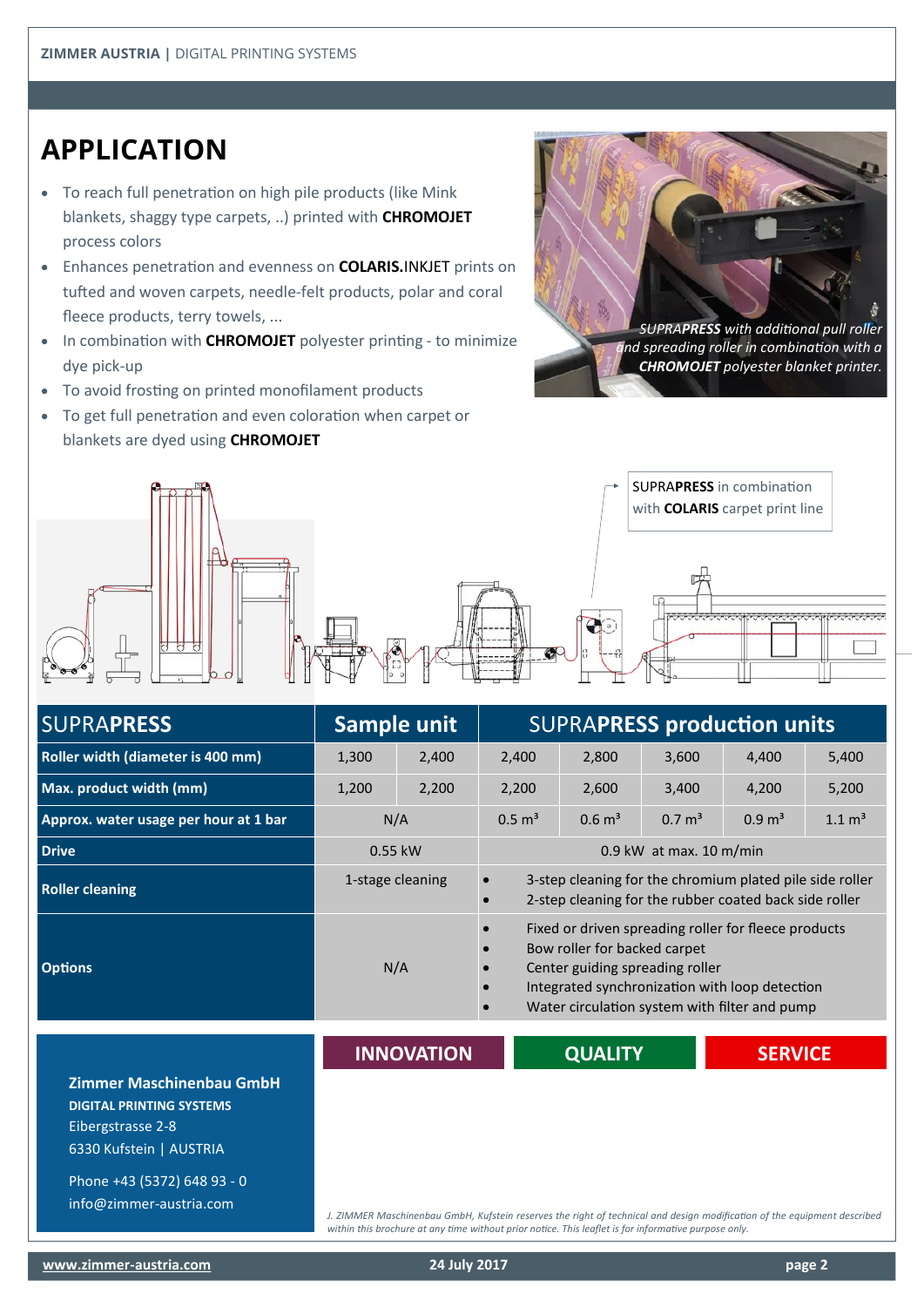# APPLICATION

- To reach full penetration on high pile products (like Mink blankets, shaggy type carpets, ..) printed with **CHROMOJET** process colors
- Enhances penetration and evenness on **COLARIS.**INKJET prints on tufted and woven carpets, needle-felt products, polar and coral fleece products, terry towels, ...
- In combination with **CHROMOJET** polyester printing - to minimize dye pick-up
- To avoid frosting on printed monofilament products
- To get full penetration and even coloration when carpet or blankets are dyed using **CHROMOJET**

*SUPRA**PRESS** with additional pull roller and spreading roller in combination with a **CHROMOJET** polyester blanket printer.*

SUPRA**PRESS** in combination with **COLARIS** carpet print line

| SUPRA**PRESS** | Sample unit | | SUPRA**PRESS** production units | | | | |
|---|---|---|---|---|---|---|---|
| **Roller width (diameter is 400 mm)** | 1,300 | 2,400 | 2,400 | 2,800 | 3,600 | 4,400 | 5,400 |
| **Max. product width (mm)** | 1,200 | 2,200 | 2,200 | 2,600 | 3,400 | 4,200 | 5,200 |
| **Approx. water usage per hour at 1 bar** | N/A | | 0.5 $m^3$ | 0.6 $m^3$ | 0.7 $m^3$ | 0.9 $m^3$ | 1.1 $m^3$ |
| **Drive** | 0.55 kW | | 0.9 kW at max. 10 m/min | | | | |
| **Roller cleaning** | 1-stage cleaning | | • 3-step cleaning for the chromium plated pile side roller<br>• 2-step cleaning for the rubber coated back side roller | | | | |
| **Options** | N/A | | • Fixed or driven spreading roller for fleece products<br>• Bow roller for backed carpet<br>• Center guiding spreading roller<br>• Integrated synchronization with loop detection<br>• Water circulation system with filter and pump | | | | |

**Zimmer Maschinenbau GmbH**
**DIGITAL PRINTING SYSTEMS**
Eibergstrasse 2-8
6330 Kufstein | AUSTRIA

Phone +43 (5372) 648 93 - 0
info@zimmer-austria.com

**INNOVATION** **QUALITY** **SERVICE**

*J. ZIMMER Maschinenbau GmbH, Kufstein reserves the right of technical and design modification of the equipment described within this brochure at any time without prior notice. This leaflet is for informative purpose only.*